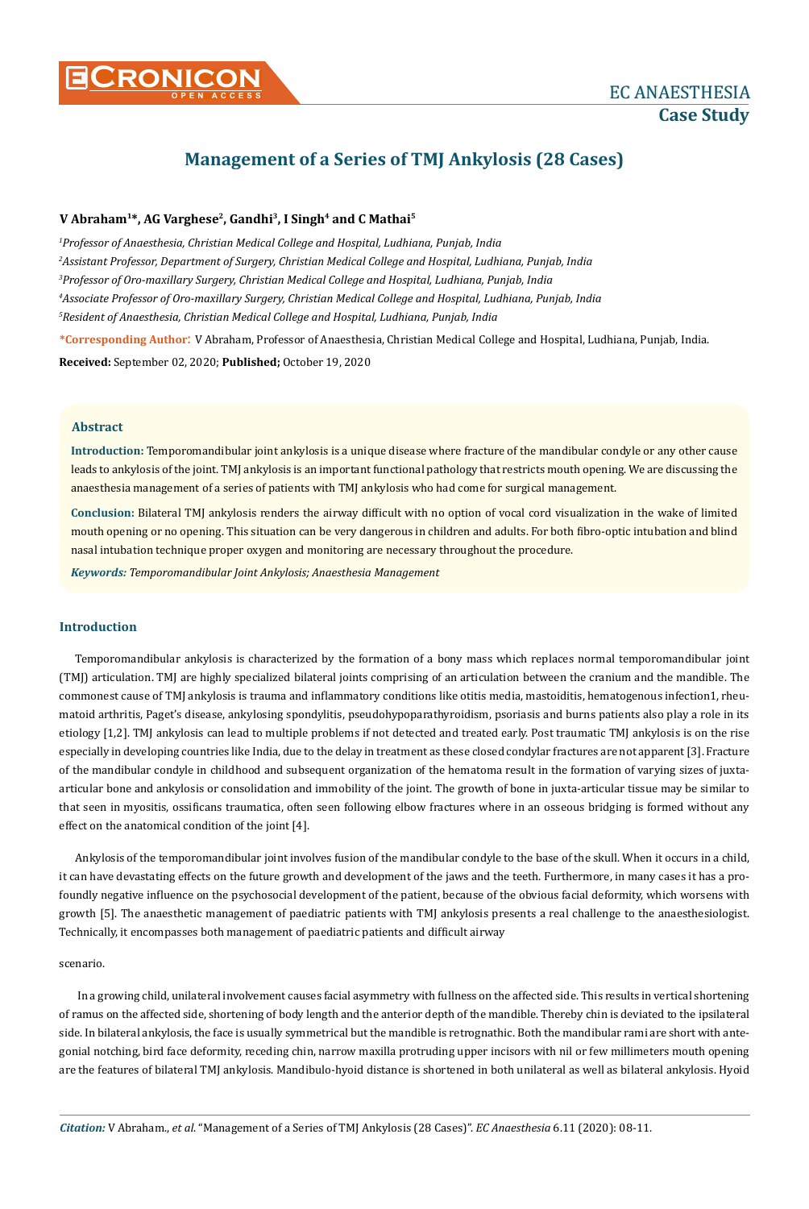# Management of a Series of TMJ Ankylosis (28 Cases)

**V Abraham[1]\*, AG Varghese[2], Gandhi[3], I Singh[4] and C Mathai[5]**

*[1]Professor of Anaesthesia, Christian Medical College and Hospital, Ludhiana, Punjab, India*

*[2]Assistant Professor, Department of Surgery, Christian Medical College and Hospital, Ludhiana, Punjab, India*

*[3]Professor of Oro-maxillary Surgery, Christian Medical College and Hospital, Ludhiana, Punjab, India*

*[4]Associate Professor of Oro-maxillary Surgery, Christian Medical College and Hospital, Ludhiana, Punjab, India*

*[5]Resident of Anaesthesia, Christian Medical College and Hospital, Ludhiana, Punjab, India*

**\*Corresponding Author:** V Abraham, Professor of Anaesthesia, Christian Medical College and Hospital, Ludhiana, Punjab, India.

**Received:** September 02, 2020; **Published;** October 19, 2020

## Abstract

**Introduction:** Temporomandibular joint ankylosis is a unique disease where fracture of the mandibular condyle or any other cause leads to ankylosis of the joint. TMJ ankylosis is an important functional pathology that restricts mouth opening. We are discussing the anaesthesia management of a series of patients with TMJ ankylosis who had come for surgical management.

**Conclusion:** Bilateral TMJ ankylosis renders the airway difficult with no option of vocal cord visualization in the wake of limited mouth opening or no opening. This situation can be very dangerous in children and adults. For both fibro-optic intubation and blind nasal intubation technique proper oxygen and monitoring are necessary throughout the procedure.

***Keywords:*** *Temporomandibular Joint Ankylosis; Anaesthesia Management*

## Introduction

Temporomandibular ankylosis is characterized by the formation of a bony mass which replaces normal temporomandibular joint (TMJ) articulation. TMJ are highly specialized bilateral joints comprising of an articulation between the cranium and the mandible. The commonest cause of TMJ ankylosis is trauma and inflammatory conditions like otitis media, mastoiditis, hematogenous infection1, rheumatoid arthritis, Paget's disease, ankylosing spondylitis, pseudohypoparathyroidism, psoriasis and burns patients also play a role in its etiology [1,2]. TMJ ankylosis can lead to multiple problems if not detected and treated early. Post traumatic TMJ ankylosis is on the rise especially in developing countries like India, due to the delay in treatment as these closed condylar fractures are not apparent [3]. Fracture of the mandibular condyle in childhood and subsequent organization of the hematoma result in the formation of varying sizes of juxta-articular bone and ankylosis or consolidation and immobility of the joint. The growth of bone in juxta-articular tissue may be similar to that seen in myositis, ossificans traumatica, often seen following elbow fractures where in an osseous bridging is formed without any effect on the anatomical condition of the joint [4].

Ankylosis of the temporomandibular joint involves fusion of the mandibular condyle to the base of the skull. When it occurs in a child, it can have devastating effects on the future growth and development of the jaws and the teeth. Furthermore, in many cases it has a profoundly negative influence on the psychosocial development of the patient, because of the obvious facial deformity, which worsens with growth [5]. The anaesthetic management of paediatric patients with TMJ ankylosis presents a real challenge to the anaesthesiologist. Technically, it encompasses both management of paediatric patients and difficult airway

scenario.

In a growing child, unilateral involvement causes facial asymmetry with fullness on the affected side. This results in vertical shortening of ramus on the affected side, shortening of body length and the anterior depth of the mandible. Thereby chin is deviated to the ipsilateral side. In bilateral ankylosis, the face is usually symmetrical but the mandible is retrognathic. Both the mandibular rami are short with antegonial notching, bird face deformity, receding chin, narrow maxilla protruding upper incisors with nil or few millimeters mouth opening are the features of bilateral TMJ ankylosis. Mandibulo-hyoid distance is shortened in both unilateral as well as bilateral ankylosis. Hyoid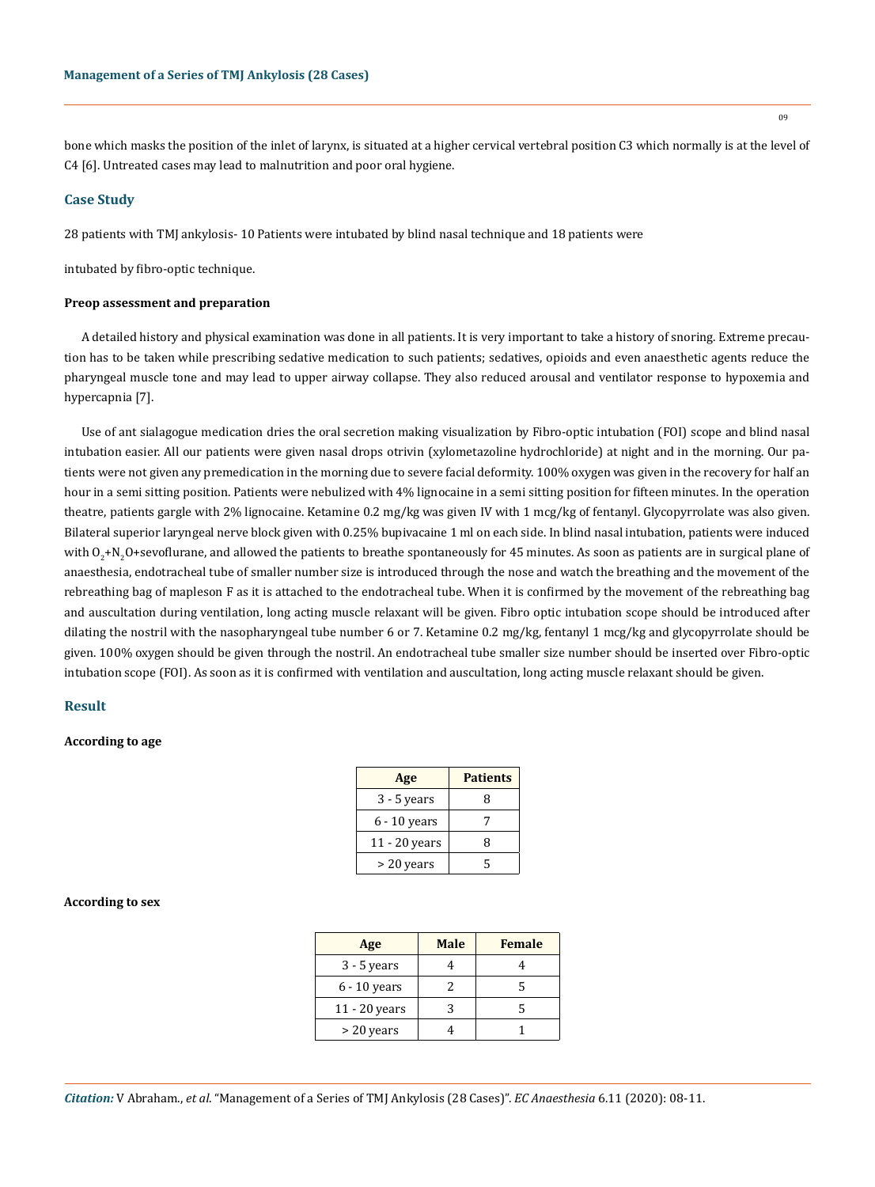bone which masks the position of the inlet of larynx, is situated at a higher cervical vertebral position C3 which normally is at the level of C4 [6]. Untreated cases may lead to malnutrition and poor oral hygiene.

## Case Study

28 patients with TMJ ankylosis- 10 Patients were intubated by blind nasal technique and 18 patients were

intubated by fibro-optic technique.

### Preop assessment and preparation

A detailed history and physical examination was done in all patients. It is very important to take a history of snoring. Extreme precaution has to be taken while prescribing sedative medication to such patients; sedatives, opioids and even anaesthetic agents reduce the pharyngeal muscle tone and may lead to upper airway collapse. They also reduced arousal and ventilator response to hypoxemia and hypercapnia [7].

Use of ant sialagogue medication dries the oral secretion making visualization by Fibro-optic intubation (FOI) scope and blind nasal intubation easier. All our patients were given nasal drops otrivin (xylometazoline hydrochloride) at night and in the morning. Our patients were not given any premedication in the morning due to severe facial deformity. 100% oxygen was given in the recovery for half an hour in a semi sitting position. Patients were nebulized with 4% lignocaine in a semi sitting position for fifteen minutes. In the operation theatre, patients gargle with 2% lignocaine. Ketamine 0.2 mg/kg was given IV with 1 mcg/kg of fentanyl. Glycopyrrolate was also given. Bilateral superior laryngeal nerve block given with 0.25% bupivacaine 1 ml on each side. In blind nasal intubation, patients were induced with $O_2$+$N_2O$+sevoflurane, and allowed the patients to breathe spontaneously for 45 minutes. As soon as patients are in surgical plane of anaesthesia, endotracheal tube of smaller number size is introduced through the nose and watch the breathing and the movement of the rebreathing bag of mapleson F as it is attached to the endotracheal tube. When it is confirmed by the movement of the rebreathing bag and auscultation during ventilation, long acting muscle relaxant will be given. Fibro optic intubation scope should be introduced after dilating the nostril with the nasopharyngeal tube number 6 or 7. Ketamine 0.2 mg/kg, fentanyl 1 mcg/kg and glycopyrrolate should be given. 100% oxygen should be given through the nostril. An endotracheal tube smaller size number should be inserted over Fibro-optic intubation scope (FOI). As soon as it is confirmed with ventilation and auscultation, long acting muscle relaxant should be given.

## Result

### According to age

| Age | Patients |
| --- | --- |
| 3 - 5 years | 8 |
| 6 - 10 years | 7 |
| 11 - 20 years | 8 |
| > 20 years | 5 |

### According to sex

| Age | Male | Female |
| --- | --- | --- |
| 3 - 5 years | 4 | 4 |
| 6 - 10 years | 2 | 5 |
| 11 - 20 years | 3 | 5 |
| > 20 years | 4 | 1 |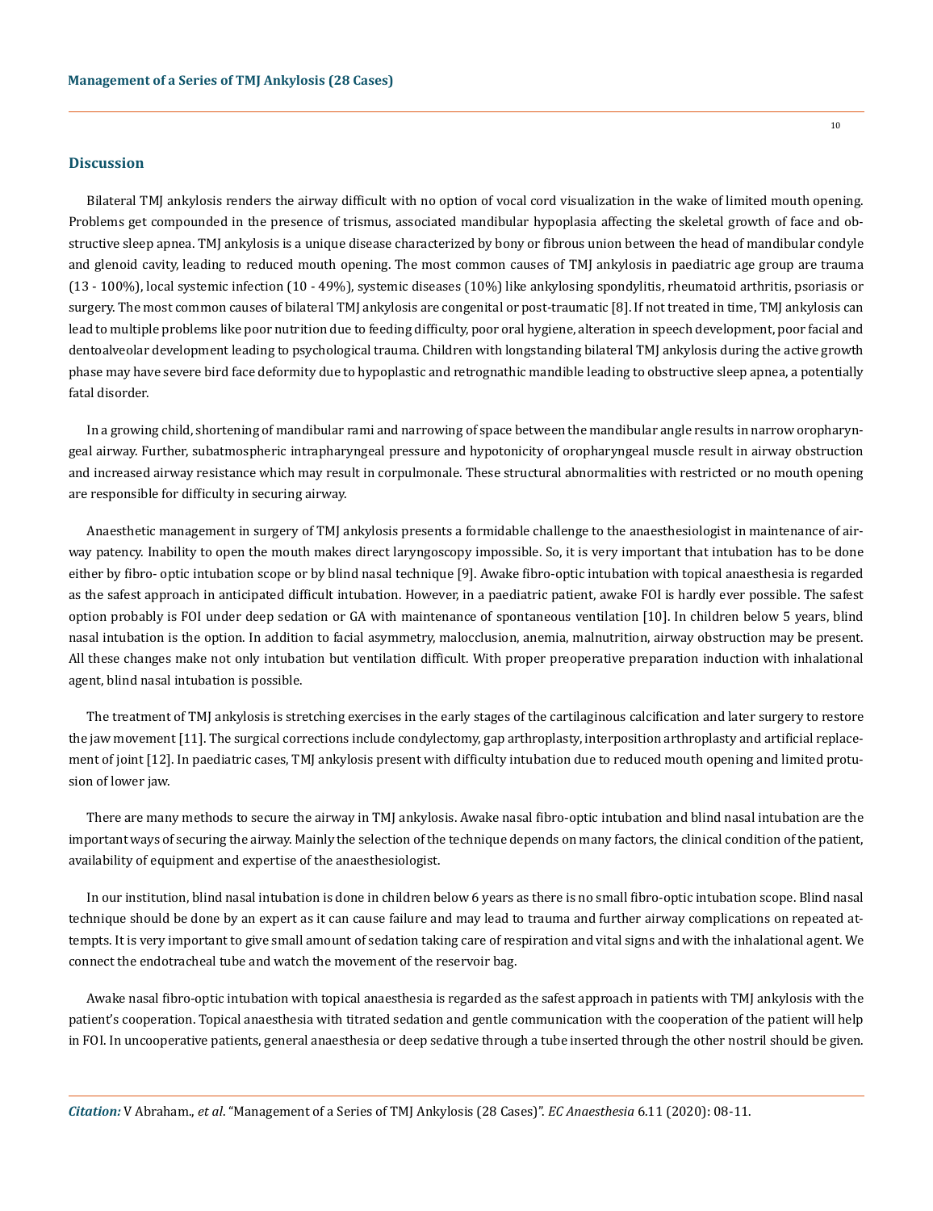## Discussion

Bilateral TMJ ankylosis renders the airway difficult with no option of vocal cord visualization in the wake of limited mouth opening. Problems get compounded in the presence of trismus, associated mandibular hypoplasia affecting the skeletal growth of face and obstructive sleep apnea. TMJ ankylosis is a unique disease characterized by bony or fibrous union between the head of mandibular condyle and glenoid cavity, leading to reduced mouth opening. The most common causes of TMJ ankylosis in paediatric age group are trauma (13 - 100%), local systemic infection (10 - 49%), systemic diseases (10%) like ankylosing spondylitis, rheumatoid arthritis, psoriasis or surgery. The most common causes of bilateral TMJ ankylosis are congenital or post-traumatic [8]. If not treated in time, TMJ ankylosis can lead to multiple problems like poor nutrition due to feeding difficulty, poor oral hygiene, alteration in speech development, poor facial and dentoalveolar development leading to psychological trauma. Children with longstanding bilateral TMJ ankylosis during the active growth phase may have severe bird face deformity due to hypoplastic and retrognathic mandible leading to obstructive sleep apnea, a potentially fatal disorder.

In a growing child, shortening of mandibular rami and narrowing of space between the mandibular angle results in narrow oropharyngeal airway. Further, subatmospheric intrapharyngeal pressure and hypotonicity of oropharyngeal muscle result in airway obstruction and increased airway resistance which may result in corpulmonale. These structural abnormalities with restricted or no mouth opening are responsible for difficulty in securing airway.

Anaesthetic management in surgery of TMJ ankylosis presents a formidable challenge to the anaesthesiologist in maintenance of airway patency. Inability to open the mouth makes direct laryngoscopy impossible. So, it is very important that intubation has to be done either by fibro- optic intubation scope or by blind nasal technique [9]. Awake fibro-optic intubation with topical anaesthesia is regarded as the safest approach in anticipated difficult intubation. However, in a paediatric patient, awake FOI is hardly ever possible. The safest option probably is FOI under deep sedation or GA with maintenance of spontaneous ventilation [10]. In children below 5 years, blind nasal intubation is the option. In addition to facial asymmetry, malocclusion, anemia, malnutrition, airway obstruction may be present. All these changes make not only intubation but ventilation difficult. With proper preoperative preparation induction with inhalational agent, blind nasal intubation is possible.

The treatment of TMJ ankylosis is stretching exercises in the early stages of the cartilaginous calcification and later surgery to restore the jaw movement [11]. The surgical corrections include condylectomy, gap arthroplasty, interposition arthroplasty and artificial replacement of joint [12]. In paediatric cases, TMJ ankylosis present with difficulty intubation due to reduced mouth opening and limited protusion of lower jaw.

There are many methods to secure the airway in TMJ ankylosis. Awake nasal fibro-optic intubation and blind nasal intubation are the important ways of securing the airway. Mainly the selection of the technique depends on many factors, the clinical condition of the patient, availability of equipment and expertise of the anaesthesiologist.

In our institution, blind nasal intubation is done in children below 6 years as there is no small fibro-optic intubation scope. Blind nasal technique should be done by an expert as it can cause failure and may lead to trauma and further airway complications on repeated attempts. It is very important to give small amount of sedation taking care of respiration and vital signs and with the inhalational agent. We connect the endotracheal tube and watch the movement of the reservoir bag.

Awake nasal fibro-optic intubation with topical anaesthesia is regarded as the safest approach in patients with TMJ ankylosis with the patient's cooperation. Topical anaesthesia with titrated sedation and gentle communication with the cooperation of the patient will help in FOI. In uncooperative patients, general anaesthesia or deep sedative through a tube inserted through the other nostril should be given.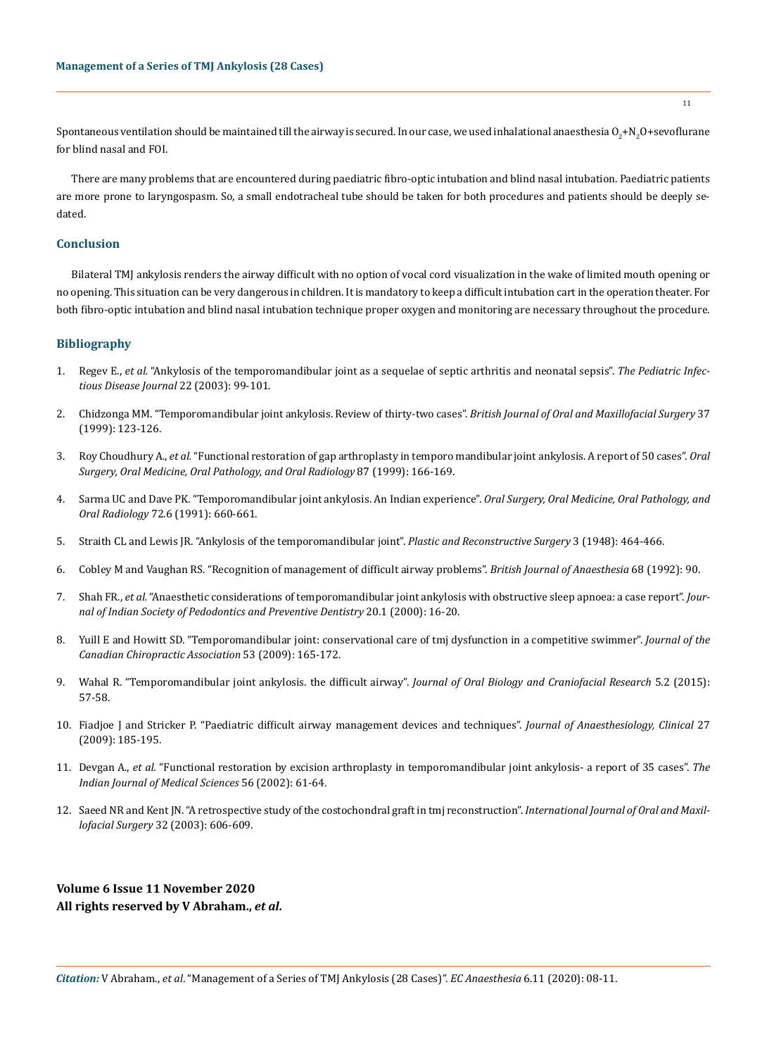Spontaneous ventilation should be maintained till the airway is secured. In our case, we used inhalational anaesthesia $O_2$+$N_2O$+sevoflurane for blind nasal and FOI.

There are many problems that are encountered during paediatric fibro-optic intubation and blind nasal intubation. Paediatric patients are more prone to laryngospasm. So, a small endotracheal tube should be taken for both procedures and patients should be deeply sedated.

## Conclusion

Bilateral TMJ ankylosis renders the airway difficult with no option of vocal cord visualization in the wake of limited mouth opening or no opening. This situation can be very dangerous in children. It is mandatory to keep a difficult intubation cart in the operation theater. For both fibro-optic intubation and blind nasal intubation technique proper oxygen and monitoring are necessary throughout the procedure.

## Bibliography

1. Regev E., *et al.* "Ankylosis of the temporomandibular joint as a sequelae of septic arthritis and neonatal sepsis". *The Pediatric Infectious Disease Journal* 22 (2003): 99-101.
2. Chidzonga MM. "Temporomandibular joint ankylosis. Review of thirty-two cases". *British Journal of Oral and Maxillofacial Surgery* 37 (1999): 123-126.
3. Roy Choudhury A., *et al.* "Functional restoration of gap arthroplasty in temporo mandibular joint ankylosis. A report of 50 cases". *Oral Surgery, Oral Medicine, Oral Pathology, and Oral Radiology* 87 (1999): 166-169.
4. Sarma UC and Dave PK. "Temporomandibular joint ankylosis. An Indian experience". *Oral Surgery, Oral Medicine, Oral Pathology, and Oral Radiology* 72.6 (1991): 660-661.
5. Straith CL and Lewis JR. "Ankylosis of the temporomandibular joint". *Plastic and Reconstructive Surgery* 3 (1948): 464-466.
6. Cobley M and Vaughan RS. "Recognition of management of difficult airway problems". *British Journal of Anaesthesia* 68 (1992): 90.
7. Shah FR., *et al.* "Anaesthetic considerations of temporomandibular joint ankylosis with obstructive sleep apnoea: a case report". *Journal of Indian Society of Pedodontics and Preventive Dentistry* 20.1 (2000): 16-20.
8. Yuill E and Howitt SD. "Temporomandibular joint: conservational care of tmj dysfunction in a competitive swimmer". *Journal of the Canadian Chiropractic Association* 53 (2009): 165-172.
9. Wahal R. "Temporomandibular joint ankylosis. the difficult airway". *Journal of Oral Biology and Craniofacial Research* 5.2 (2015): 57-58.
10. Fiadjoe J and Stricker P. "Paediatric difficult airway management devices and techniques". *Journal of Anaesthesiology, Clinical* 27 (2009): 185-195.
11. Devgan A., *et al.* "Functional restoration by excision arthroplasty in temporomandibular joint ankylosis- a report of 35 cases". *The Indian Journal of Medical Sciences* 56 (2002): 61-64.
12. Saeed NR and Kent JN. "A retrospective study of the costochondral graft in tmj reconstruction". *International Journal of Oral and Maxillofacial Surgery* 32 (2003): 606-609.

**Volume 6 Issue 11 November 2020**
**All rights reserved by V Abraham., *et al*.**